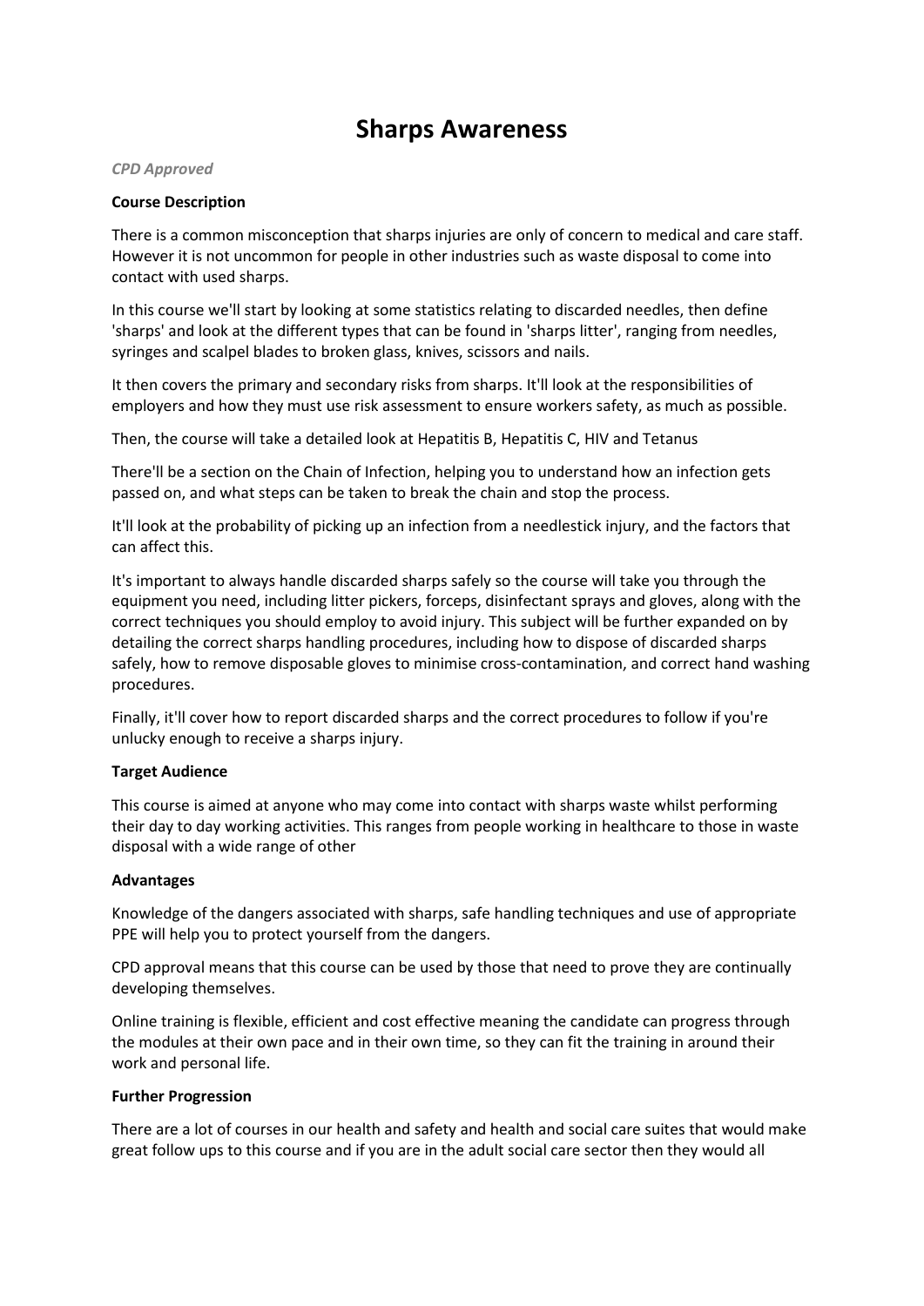# Sharps Awareness

*CPD Approved*

**Course Description**

There is a common misconception that sharps injuries are only of concern to medical and care staff. However it is not uncommon for people in other industries such as waste disposal to come into contact with used sharps.

In this course we'll start by looking at some statistics relating to discarded needles, then define 'sharps' and look at the different types that can be found in 'sharps litter', ranging from needles, syringes and scalpel blades to broken glass, knives, scissors and nails.

It then covers the primary and secondary risks from sharps. It'll look at the responsibilities of employers and how they must use risk assessment to ensure workers safety, as much as possible.

Then, the course will take a detailed look at Hepatitis B, Hepatitis C, HIV and Tetanus

There'll be a section on the Chain of Infection, helping you to understand how an infection gets passed on, and what steps can be taken to break the chain and stop the process.

It'll look at the probability of picking up an infection from a needlestick injury, and the factors that can affect this.

It's important to always handle discarded sharps safely so the course will take you through the equipment you need, including litter pickers, forceps, disinfectant sprays and gloves, along with the correct techniques you should employ to avoid injury. This subject will be further expanded on by detailing the correct sharps handling procedures, including how to dispose of discarded sharps safely, how to remove disposable gloves to minimise cross-contamination, and correct hand washing procedures.

Finally, it'll cover how to report discarded sharps and the correct procedures to follow if you're unlucky enough to receive a sharps injury.

**Target Audience**

This course is aimed at anyone who may come into contact with sharps waste whilst performing their day to day working activities. This ranges from people working in healthcare to those in waste disposal with a wide range of other

**Advantages**

Knowledge of the dangers associated with sharps, safe handling techniques and use of appropriate PPE will help you to protect yourself from the dangers.

CPD approval means that this course can be used by those that need to prove they are continually developing themselves.

Online training is flexible, efficient and cost effective meaning the candidate can progress through the modules at their own pace and in their own time, so they can fit the training in around their work and personal life.

**Further Progression**

There are a lot of courses in our health and safety and health and social care suites that would make great follow ups to this course and if you are in the adult social care sector then they would all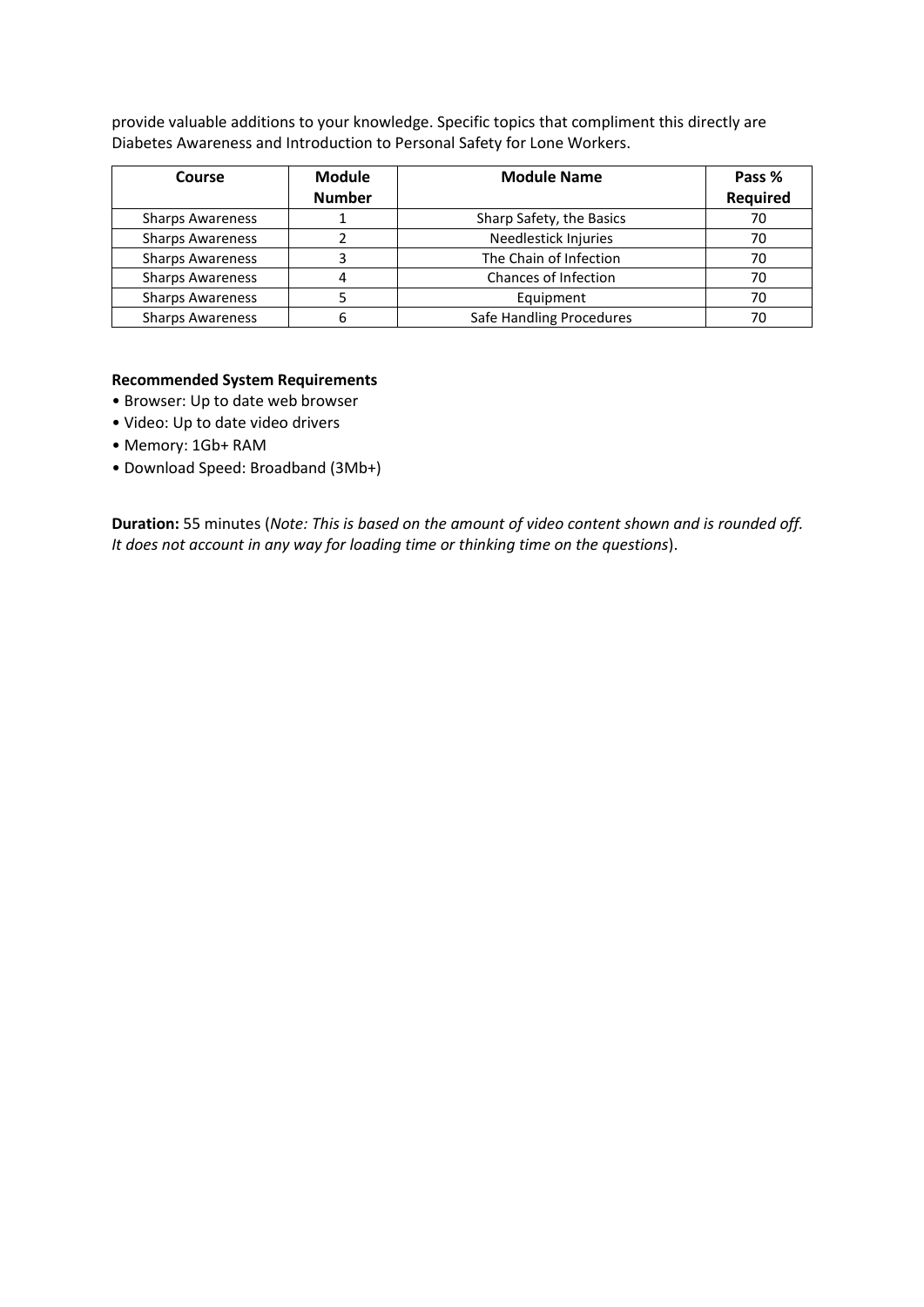provide valuable additions to your knowledge. Specific topics that compliment this directly are Diabetes Awareness and Introduction to Personal Safety for Lone Workers.

| Course | Module Number | Module Name | Pass % Required |
| --- | --- | --- | --- |
| Sharps Awareness | 1 | Sharp Safety, the Basics | 70 |
| Sharps Awareness | 2 | Needlestick Injuries | 70 |
| Sharps Awareness | 3 | The Chain of Infection | 70 |
| Sharps Awareness | 4 | Chances of Infection | 70 |
| Sharps Awareness | 5 | Equipment | 70 |
| Sharps Awareness | 6 | Safe Handling Procedures | 70 |

**Recommended System Requirements**

- Browser: Up to date web browser
- Video: Up to date video drivers
- Memory: 1Gb+ RAM
- Download Speed: Broadband (3Mb+)

**Duration:** 55 minutes (*Note: This is based on the amount of video content shown and is rounded off. It does not account in any way for loading time or thinking time on the questions*).